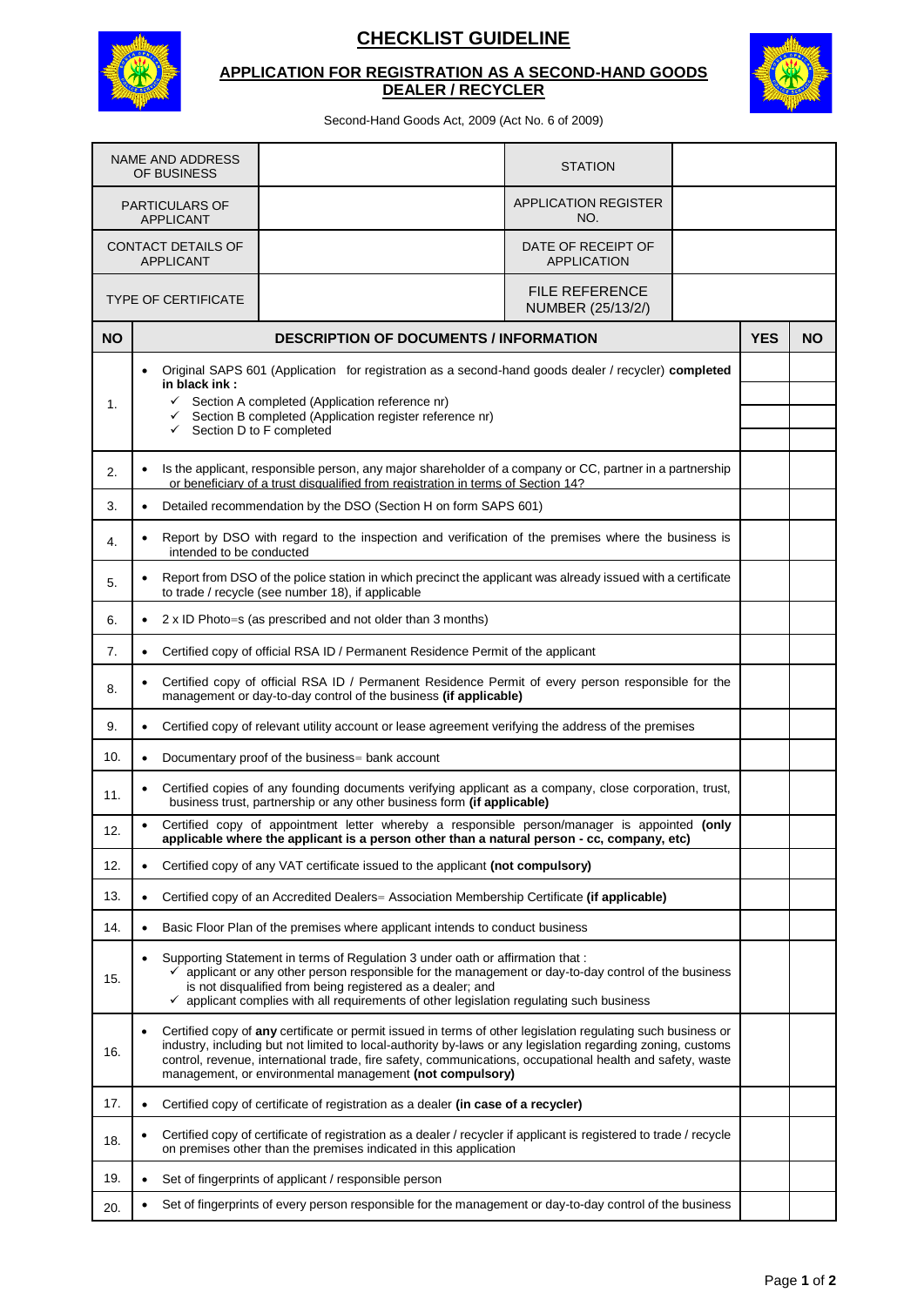# CHECKLIST GUIDELINE

## APPLICATION FOR REGISTRATION AS A SECOND-HAND GOODS DEALER / RECYCLER

Second-Hand Goods Act, 2009 (Act No. 6 of 2009)

| | | | |
|---|---|---|---|
| NAME AND ADDRESS OF BUSINESS | | STATION | |
| PARTICULARS OF APPLICANT | | APPLICATION REGISTER NO. | |
| CONTACT DETAILS OF APPLICANT | | DATE OF RECEIPT OF APPLICATION | |
| TYPE OF CERTIFICATE | | FILE REFERENCE NUMBER (25/13/2/) | |

| NO | DESCRIPTION OF DOCUMENTS / INFORMATION | YES | NO |
|---|---|---|---|
| 1. | • Original SAPS 601 (Application for registration as a second-hand goods dealer / recycler) **completed in black ink :**<br>✓ Section A completed (Application reference nr)<br>✓ Section B completed (Application register reference nr)<br>✓ Section D to F completed | | |
| 2. | • Is the applicant, responsible person, any major shareholder of a company or CC, partner in a partnership or beneficiary of a trust disqualified from registration in terms of Section 14? | | |
| 3. | • Detailed recommendation by the DSO (Section H on form SAPS 601) | | |
| 4. | • Report by DSO with regard to the inspection and verification of the premises where the business is intended to be conducted | | |
| 5. | • Report from DSO of the police station in which precinct the applicant was already issued with a certificate to trade / recycle (see number 18), if applicable | | |
| 6. | • 2 x ID Photo=s (as prescribed and not older than 3 months) | | |
| 7. | • Certified copy of official RSA ID / Permanent Residence Permit of the applicant | | |
| 8. | • Certified copy of official RSA ID / Permanent Residence Permit of every person responsible for the management or day-to-day control of the business **(if applicable)** | | |
| 9. | • Certified copy of relevant utility account or lease agreement verifying the address of the premises | | |
| 10. | • Documentary proof of the business= bank account | | |
| 11. | • Certified copies of any founding documents verifying applicant as a company, close corporation, trust, business trust, partnership or any other business form **(if applicable)** | | |
| 12. | • Certified copy of appointment letter whereby a responsible person/manager is appointed **(only applicable where the applicant is a person other than a natural person - cc, company, etc)** | | |
| 12. | • Certified copy of any VAT certificate issued to the applicant **(not compulsory)** | | |
| 13. | • Certified copy of an Accredited Dealers= Association Membership Certificate **(if applicable)** | | |
| 14. | • Basic Floor Plan of the premises where applicant intends to conduct business | | |
| 15. | • Supporting Statement in terms of Regulation 3 under oath or affirmation that :<br>✓ applicant or any other person responsible for the management or day-to-day control of the business is not disqualified from being registered as a dealer; and<br>✓ applicant complies with all requirements of other legislation regulating such business | | |
| 16. | • Certified copy of **any** certificate or permit issued in terms of other legislation regulating such business or industry, including but not limited to local-authority by-laws or any legislation regarding zoning, customs control, revenue, international trade, fire safety, communications, occupational health and safety, waste management, or environmental management **(not compulsory)** | | |
| 17. | • Certified copy of certificate of registration as a dealer **(in case of a recycler)** | | |
| 18. | • Certified copy of certificate of registration as a dealer / recycler if applicant is registered to trade / recycle on premises other than the premises indicated in this application | | |
| 19. | • Set of fingerprints of applicant / responsible person | | |
| 20. | • Set of fingerprints of every person responsible for the management or day-to-day control of the business | | |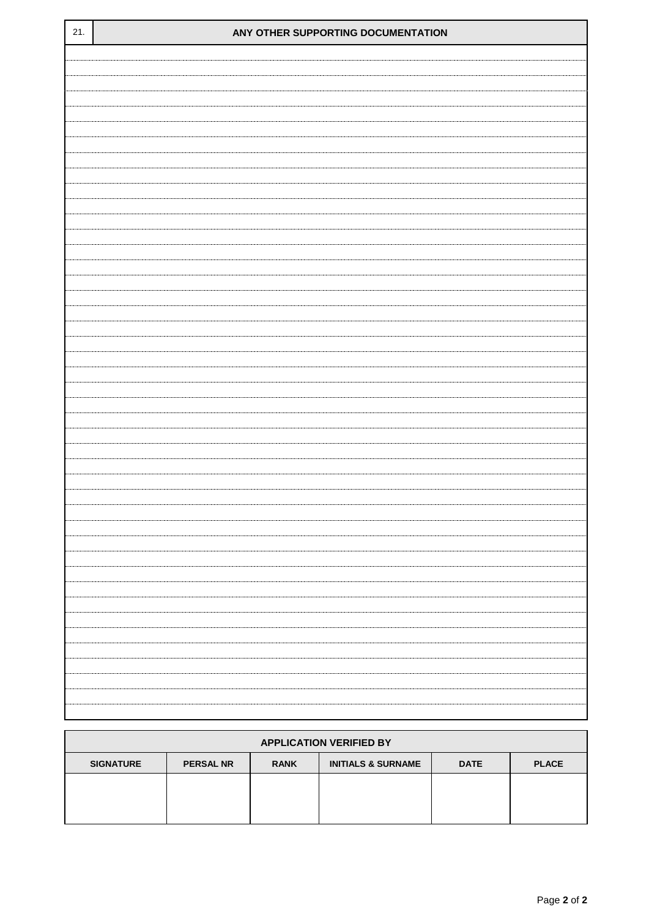| 21. | ANY OTHER SUPPORTING DOCUMENTATION |
| --- | --- |
| | |

| APPLICATION VERIFIED BY | | | | | |
| --- | --- | --- | --- | --- | --- |
| SIGNATURE | PERSAL NR | RANK | INITIALS & SURNAME | DATE | PLACE |
| | | | | | |